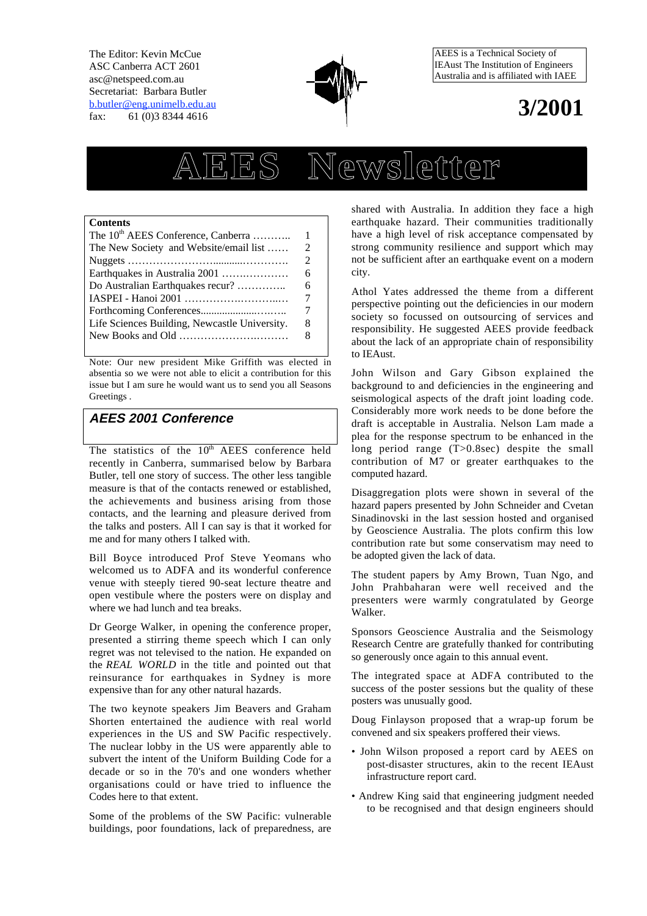The Editor: Kevin McCue
ASC Canberra ACT 2601
asc@netspeed.com.au
Secretariat: Barbara Butler
b.butler@eng.unimelb.edu.au
fax: 61 (0)3 8344 4616

AEES is a Technical Society of IEAust The Institution of Engineers Australia and is affiliated with IAEE

**3/2001**

# AEES Newsletter

| **Contents** | |
|---|---|
| The 10th AEES Conference, Canberra ……….. | 1 |
| The New Society and Website/email list …… | 2 |
| Nuggets ……………………...........…………. | 2 |
| Earthquakes in Australia 2001 ……..………… | 6 |
| Do Australian Earthquakes recur? ………….. | 6 |
| IASPEI - Hanoi 2001 ……………….……..… | 7 |
| Forthcoming Conferences....................……….. | 7 |
| Life Sciences Building, Newcastle University. | 8 |
| New Books and Old ……………………..……… | 8 |

Note: Our new president Mike Griffith was elected in absentia so we were not able to elicit a contribution for this issue but I am sure he would want us to send you all Seasons Greetings .

## *AEES 2001 Conference*

The statistics of the 10th AEES conference held recently in Canberra, summarised below by Barbara Butler, tell one story of success. The other less tangible measure is that of the contacts renewed or established, the achievements and business arising from those contacts, and the learning and pleasure derived from the talks and posters. All I can say is that it worked for me and for many others I talked with.

Bill Boyce introduced Prof Steve Yeomans who welcomed us to ADFA and its wonderful conference venue with steeply tiered 90-seat lecture theatre and open vestibule where the posters were on display and where we had lunch and tea breaks.

Dr George Walker, in opening the conference proper, presented a stirring theme speech which I can only regret was not televised to the nation. He expanded on the *REAL WORLD* in the title and pointed out that reinsurance for earthquakes in Sydney is more expensive than for any other natural hazards.

The two keynote speakers Jim Beavers and Graham Shorten entertained the audience with real world experiences in the US and SW Pacific respectively. The nuclear lobby in the US were apparently able to subvert the intent of the Uniform Building Code for a decade or so in the 70's and one wonders whether organisations could or have tried to influence the Codes here to that extent.

Some of the problems of the SW Pacific: vulnerable buildings, poor foundations, lack of preparedness, are shared with Australia. In addition they face a high earthquake hazard. Their communities traditionally have a high level of risk acceptance compensated by strong community resilience and support which may not be sufficient after an earthquake event on a modern city.

Athol Yates addressed the theme from a different perspective pointing out the deficiencies in our modern society so focussed on outsourcing of services and responsibility. He suggested AEES provide feedback about the lack of an appropriate chain of responsibility to IEAust.

John Wilson and Gary Gibson explained the background to and deficiencies in the engineering and seismological aspects of the draft joint loading code. Considerably more work needs to be done before the draft is acceptable in Australia. Nelson Lam made a plea for the response spectrum to be enhanced in the long period range (T>0.8sec) despite the small contribution of M7 or greater earthquakes to the computed hazard.

Disaggregation plots were shown in several of the hazard papers presented by John Schneider and Cvetan Sinadinovski in the last session hosted and organised by Geoscience Australia. The plots confirm this low contribution rate but some conservatism may need to be adopted given the lack of data.

The student papers by Amy Brown, Tuan Ngo, and John Prahbaharan were well received and the presenters were warmly congratulated by George Walker.

Sponsors Geoscience Australia and the Seismology Research Centre are gratefully thanked for contributing so generously once again to this annual event.

The integrated space at ADFA contributed to the success of the poster sessions but the quality of these posters was unusually good.

Doug Finlayson proposed that a wrap-up forum be convened and six speakers proffered their views.

- John Wilson proposed a report card by AEES on post-disaster structures, akin to the recent IEAust infrastructure report card.
- Andrew King said that engineering judgment needed to be recognised and that design engineers should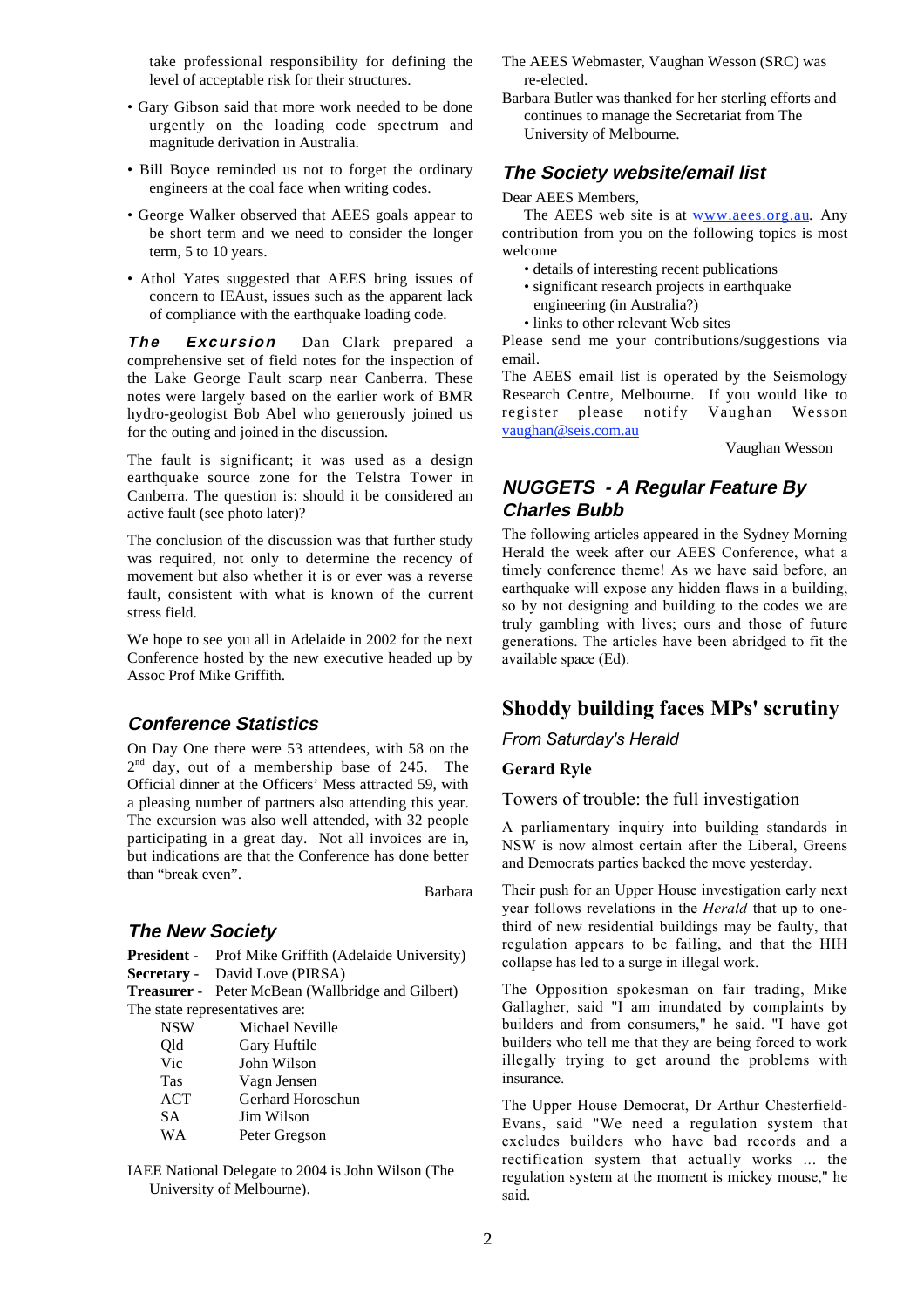take professional responsibility for defining the level of acceptable risk for their structures.

- Gary Gibson said that more work needed to be done urgently on the loading code spectrum and magnitude derivation in Australia.
- Bill Boyce reminded us not to forget the ordinary engineers at the coal face when writing codes.
- George Walker observed that AEES goals appear to be short term and we need to consider the longer term, 5 to 10 years.
- Athol Yates suggested that AEES bring issues of concern to IEAust, issues such as the apparent lack of compliance with the earthquake loading code.

***The Excursion*** Dan Clark prepared a comprehensive set of field notes for the inspection of the Lake George Fault scarp near Canberra. These notes were largely based on the earlier work of BMR hydro-geologist Bob Abel who generously joined us for the outing and joined in the discussion.

The fault is significant; it was used as a design earthquake source zone for the Telstra Tower in Canberra. The question is: should it be considered an active fault (see photo later)?

The conclusion of the discussion was that further study was required, not only to determine the recency of movement but also whether it is or ever was a reverse fault, consistent with what is known of the current stress field.

We hope to see you all in Adelaide in 2002 for the next Conference hosted by the new executive headed up by Assoc Prof Mike Griffith.

## *Conference Statistics*

On Day One there were 53 attendees, with 58 on the 2nd day, out of a membership base of 245. The Official dinner at the Officers' Mess attracted 59, with a pleasing number of partners also attending this year. The excursion was also well attended, with 32 people participating in a great day. Not all invoices are in, but indications are that the Conference has done better than "break even".

Barbara

## *The New Society*

**President** - Prof Mike Griffith (Adelaide University)
**Secretary** - David Love (PIRSA)
**Treasurer** - Peter McBean (Wallbridge and Gilbert)
The state representatives are:

| | |
|---|---|
| NSW | Michael Neville |
| Qld | Gary Huftile |
| Vic | John Wilson |
| Tas | Vagn Jensen |
| ACT | Gerhard Horoschun |
| SA | Jim Wilson |
| WA | Peter Gregson |

IAEE National Delegate to 2004 is John Wilson (The University of Melbourne).

The AEES Webmaster, Vaughan Wesson (SRC) was re-elected.

Barbara Butler was thanked for her sterling efforts and continues to manage the Secretariat from The University of Melbourne.

## *The Society website/email list*

Dear AEES Members,

The AEES web site is at www.aees.org.au. Any contribution from you on the following topics is most welcome

- details of interesting recent publications
- significant research projects in earthquake engineering (in Australia?)
- links to other relevant Web sites

Please send me your contributions/suggestions via email.

The AEES email list is operated by the Seismology Research Centre, Melbourne. If you would like to register please notify Vaughan Wesson vaughan@seis.com.au

Vaughan Wesson

## *NUGGETS - A Regular Feature By Charles Bubb*

The following articles appeared in the Sydney Morning Herald the week after our AEES Conference, what a timely conference theme! As we have said before, an earthquake will expose any hidden flaws in a building, so by not designing and building to the codes we are truly gambling with lives; ours and those of future generations. The articles have been abridged to fit the available space (Ed).

## Shoddy building faces MPs' scrutiny

*From Saturday's Herald*

**Gerard Ryle**

Towers of trouble: the full investigation

A parliamentary inquiry into building standards in NSW is now almost certain after the Liberal, Greens and Democrats parties backed the move yesterday.

Their push for an Upper House investigation early next year follows revelations in the *Herald* that up to one-third of new residential buildings may be faulty, that regulation appears to be failing, and that the HIH collapse has led to a surge in illegal work.

The Opposition spokesman on fair trading, Mike Gallagher, said "I am inundated by complaints by builders and from consumers," he said. "I have got builders who tell me that they are being forced to work illegally trying to get around the problems with insurance.

The Upper House Democrat, Dr Arthur Chesterfield-Evans, said "We need a regulation system that excludes builders who have bad records and a rectification system that actually works ... the regulation system at the moment is mickey mouse," he said.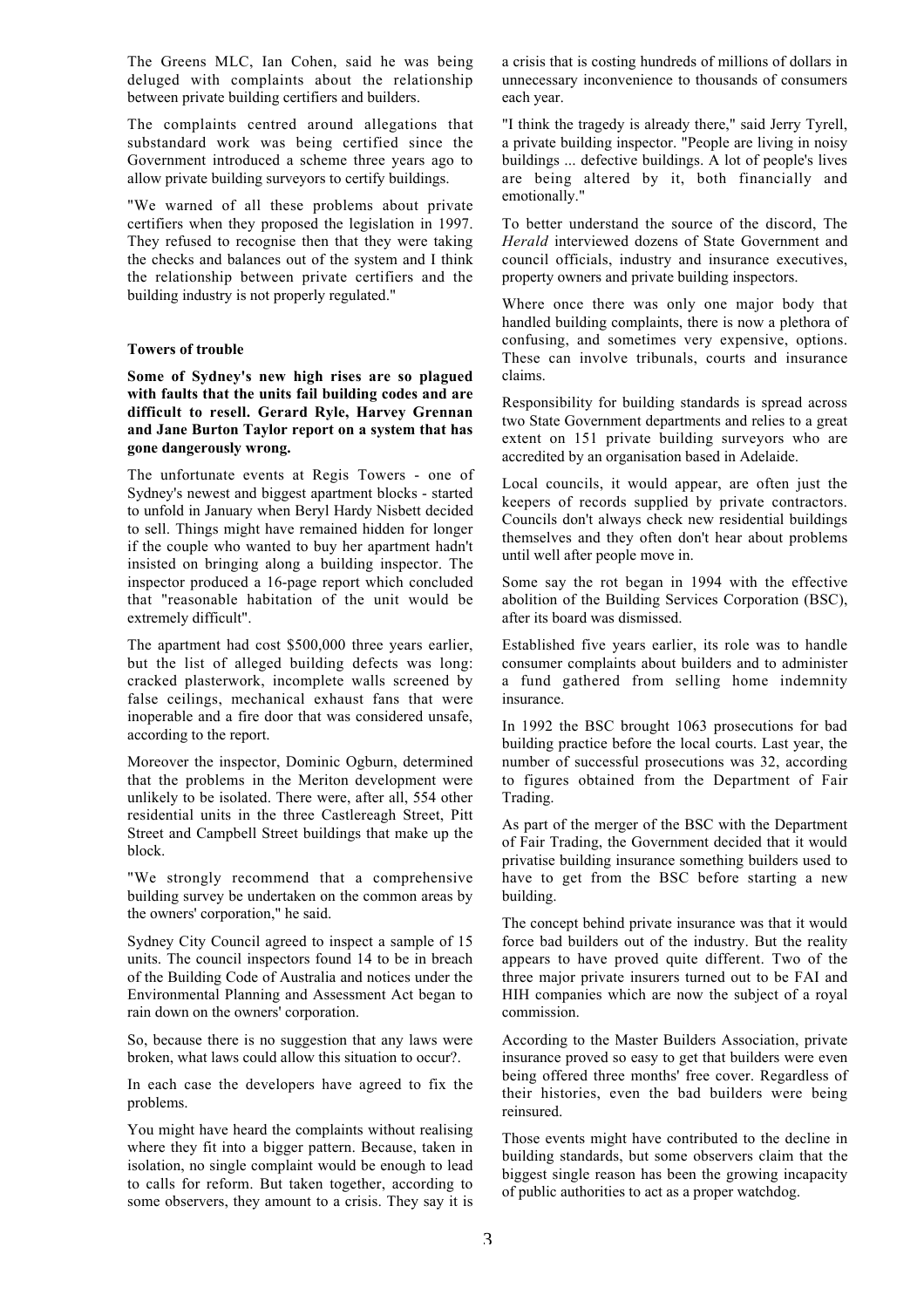The Greens MLC, Ian Cohen, said he was being deluged with complaints about the relationship between private building certifiers and builders.

The complaints centred around allegations that substandard work was being certified since the Government introduced a scheme three years ago to allow private building surveyors to certify buildings.

"We warned of all these problems about private certifiers when they proposed the legislation in 1997. They refused to recognise then that they were taking the checks and balances out of the system and I think the relationship between private certifiers and the building industry is not properly regulated."

**Towers of trouble**

**Some of Sydney's new high rises are so plagued with faults that the units fail building codes and are difficult to resell. Gerard Ryle, Harvey Grennan and Jane Burton Taylor report on a system that has gone dangerously wrong.**

The unfortunate events at Regis Towers - one of Sydney's newest and biggest apartment blocks - started to unfold in January when Beryl Hardy Nisbett decided to sell. Things might have remained hidden for longer if the couple who wanted to buy her apartment hadn't insisted on bringing along a building inspector. The inspector produced a 16-page report which concluded that "reasonable habitation of the unit would be extremely difficult".

The apartment had cost $500,000 three years earlier, but the list of alleged building defects was long: cracked plasterwork, incomplete walls screened by false ceilings, mechanical exhaust fans that were inoperable and a fire door that was considered unsafe, according to the report.

Moreover the inspector, Dominic Ogburn, determined that the problems in the Meriton development were unlikely to be isolated. There were, after all, 554 other residential units in the three Castlereagh Street, Pitt Street and Campbell Street buildings that make up the block.

"We strongly recommend that a comprehensive building survey be undertaken on the common areas by the owners' corporation," he said.

Sydney City Council agreed to inspect a sample of 15 units. The council inspectors found 14 to be in breach of the Building Code of Australia and notices under the Environmental Planning and Assessment Act began to rain down on the owners' corporation.

So, because there is no suggestion that any laws were broken, what laws could allow this situation to occur?.

In each case the developers have agreed to fix the problems.

You might have heard the complaints without realising where they fit into a bigger pattern. Because, taken in isolation, no single complaint would be enough to lead to calls for reform. But taken together, according to some observers, they amount to a crisis. They say it is a crisis that is costing hundreds of millions of dollars in unnecessary inconvenience to thousands of consumers each year.

"I think the tragedy is already there," said Jerry Tyrell, a private building inspector. "People are living in noisy buildings ... defective buildings. A lot of people's lives are being altered by it, both financially and emotionally."

To better understand the source of the discord, The *Herald* interviewed dozens of State Government and council officials, industry and insurance executives, property owners and private building inspectors.

Where once there was only one major body that handled building complaints, there is now a plethora of confusing, and sometimes very expensive, options. These can involve tribunals, courts and insurance claims.

Responsibility for building standards is spread across two State Government departments and relies to a great extent on 151 private building surveyors who are accredited by an organisation based in Adelaide.

Local councils, it would appear, are often just the keepers of records supplied by private contractors. Councils don't always check new residential buildings themselves and they often don't hear about problems until well after people move in.

Some say the rot began in 1994 with the effective abolition of the Building Services Corporation (BSC), after its board was dismissed.

Established five years earlier, its role was to handle consumer complaints about builders and to administer a fund gathered from selling home indemnity insurance.

In 1992 the BSC brought 1063 prosecutions for bad building practice before the local courts. Last year, the number of successful prosecutions was 32, according to figures obtained from the Department of Fair Trading.

As part of the merger of the BSC with the Department of Fair Trading, the Government decided that it would privatise building insurance something builders used to have to get from the BSC before starting a new building.

The concept behind private insurance was that it would force bad builders out of the industry. But the reality appears to have proved quite different. Two of the three major private insurers turned out to be FAI and HIH companies which are now the subject of a royal commission.

According to the Master Builders Association, private insurance proved so easy to get that builders were even being offered three months' free cover. Regardless of their histories, even the bad builders were being reinsured.

Those events might have contributed to the decline in building standards, but some observers claim that the biggest single reason has been the growing incapacity of public authorities to act as a proper watchdog.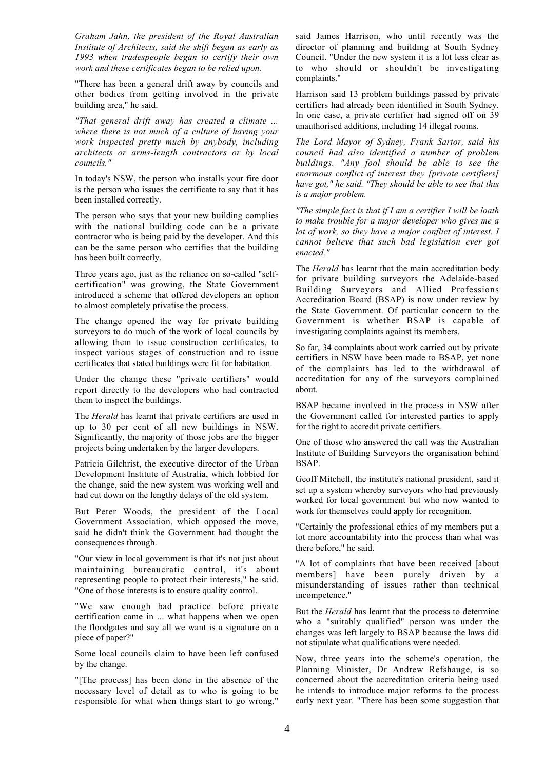*Graham Jahn, the president of the Royal Australian Institute of Architects, said the shift began as early as 1993 when tradespeople began to certify their own work and these certificates began to be relied upon.*

"There has been a general drift away by councils and other bodies from getting involved in the private building area," he said.

*"That general drift away has created a climate ... where there is not much of a culture of having your work inspected pretty much by anybody, including architects or arms-length contractors or by local councils."*

In today's NSW, the person who installs your fire door is the person who issues the certificate to say that it has been installed correctly.

The person who says that your new building complies with the national building code can be a private contractor who is being paid by the developer. And this can be the same person who certifies that the building has been built correctly.

Three years ago, just as the reliance on so-called "self-certification" was growing, the State Government introduced a scheme that offered developers an option to almost completely privatise the process.

The change opened the way for private building surveyors to do much of the work of local councils by allowing them to issue construction certificates, to inspect various stages of construction and to issue certificates that stated buildings were fit for habitation.

Under the change these "private certifiers" would report directly to the developers who had contracted them to inspect the buildings.

The *Herald* has learnt that private certifiers are used in up to 30 per cent of all new buildings in NSW. Significantly, the majority of those jobs are the bigger projects being undertaken by the larger developers.

Patricia Gilchrist, the executive director of the Urban Development Institute of Australia, which lobbied for the change, said the new system was working well and had cut down on the lengthy delays of the old system.

But Peter Woods, the president of the Local Government Association, which opposed the move, said he didn't think the Government had thought the consequences through.

"Our view in local government is that it's not just about maintaining bureaucratic control, it's about representing people to protect their interests," he said. "One of those interests is to ensure quality control.

"We saw enough bad practice before private certification came in ... what happens when we open the floodgates and say all we want is a signature on a piece of paper?"

Some local councils claim to have been left confused by the change.

"[The process] has been done in the absence of the necessary level of detail as to who is going to be responsible for what when things start to go wrong," said James Harrison, who until recently was the director of planning and building at South Sydney Council. "Under the new system it is a lot less clear as to who should or shouldn't be investigating complaints."

Harrison said 13 problem buildings passed by private certifiers had already been identified in South Sydney. In one case, a private certifier had signed off on 39 unauthorised additions, including 14 illegal rooms.

*The Lord Mayor of Sydney, Frank Sartor, said his council had also identified a number of problem buildings. "Any fool should be able to see the enormous conflict of interest they [private certifiers] have got," he said. "They should be able to see that this is a major problem.*

*"The simple fact is that if I am a certifier I will be loath to make trouble for a major developer who gives me a lot of work, so they have a major conflict of interest. I cannot believe that such bad legislation ever got enacted."*

The *Herald* has learnt that the main accreditation body for private building surveyors the Adelaide-based Building Surveyors and Allied Professions Accreditation Board (BSAP) is now under review by the State Government. Of particular concern to the Government is whether BSAP is capable of investigating complaints against its members.

So far, 34 complaints about work carried out by private certifiers in NSW have been made to BSAP, yet none of the complaints has led to the withdrawal of accreditation for any of the surveyors complained about.

BSAP became involved in the process in NSW after the Government called for interested parties to apply for the right to accredit private certifiers.

One of those who answered the call was the Australian Institute of Building Surveyors the organisation behind BSAP.

Geoff Mitchell, the institute's national president, said it set up a system whereby surveyors who had previously worked for local government but who now wanted to work for themselves could apply for recognition.

"Certainly the professional ethics of my members put a lot more accountability into the process than what was there before," he said.

"A lot of complaints that have been received [about members] have been purely driven by a misunderstanding of issues rather than technical incompetence."

But the *Herald* has learnt that the process to determine who a "suitably qualified" person was under the changes was left largely to BSAP because the laws did not stipulate what qualifications were needed.

Now, three years into the scheme's operation, the Planning Minister, Dr Andrew Refshauge, is so concerned about the accreditation criteria being used he intends to introduce major reforms to the process early next year. "There has been some suggestion that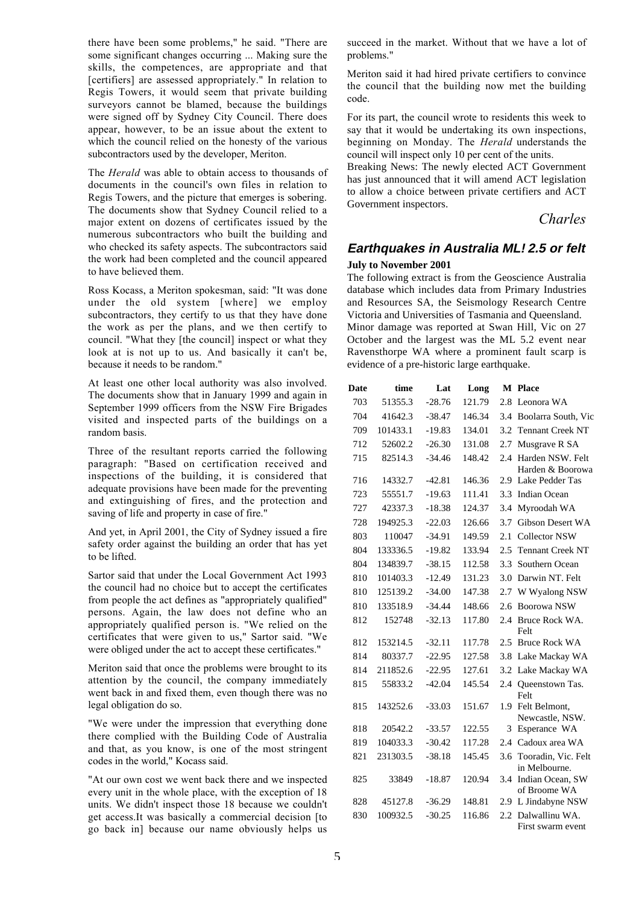there have been some problems," he said. "There are some significant changes occurring ... Making sure the skills, the competences, are appropriate and that [certifiers] are assessed appropriately." In relation to Regis Towers, it would seem that private building surveyors cannot be blamed, because the buildings were signed off by Sydney City Council. There does appear, however, to be an issue about the extent to which the council relied on the honesty of the various subcontractors used by the developer, Meriton.

The *Herald* was able to obtain access to thousands of documents in the council's own files in relation to Regis Towers, and the picture that emerges is sobering. The documents show that Sydney Council relied to a major extent on dozens of certificates issued by the numerous subcontractors who built the building and who checked its safety aspects. The subcontractors said the work had been completed and the council appeared to have believed them.

Ross Kocass, a Meriton spokesman, said: "It was done under the old system [where] we employ subcontractors, they certify to us that they have done the work as per the plans, and we then certify to council. "What they [the council] inspect or what they look at is not up to us. And basically it can't be, because it needs to be random."

At least one other local authority was also involved. The documents show that in January 1999 and again in September 1999 officers from the NSW Fire Brigades visited and inspected parts of the buildings on a random basis.

Three of the resultant reports carried the following paragraph: "Based on certification received and inspections of the building, it is considered that adequate provisions have been made for the preventing and extinguishing of fires, and the protection and saving of life and property in case of fire."

And yet, in April 2001, the City of Sydney issued a fire safety order against the building an order that has yet to be lifted.

Sartor said that under the Local Government Act 1993 the council had no choice but to accept the certificates from people the act defines as "appropriately qualified" persons. Again, the law does not define who an appropriately qualified person is. "We relied on the certificates that were given to us," Sartor said. "We were obliged under the act to accept these certificates."

Meriton said that once the problems were brought to its attention by the council, the company immediately went back in and fixed them, even though there was no legal obligation do so.

"We were under the impression that everything done there complied with the Building Code of Australia and that, as you know, is one of the most stringent codes in the world," Kocass said.

"At our own cost we went back there and we inspected every unit in the whole place, with the exception of 18 units. We didn't inspect those 18 because we couldn't get access.It was basically a commercial decision [to go back in] because our name obviously helps us succeed in the market. Without that we have a lot of problems."

Meriton said it had hired private certifiers to convince the council that the building now met the building code.

For its part, the council wrote to residents this week to say that it would be undertaking its own inspections, beginning on Monday. The *Herald* understands the council will inspect only 10 per cent of the units.
Breaking News: The newly elected ACT Government has just announced that it will amend ACT legislation to allow a choice between private certifiers and ACT Government inspectors.

*Charles*

## Earthquakes in Australia ML! 2.5 or felt

**July to November 2001**

The following extract is from the Geoscience Australia database which includes data from Primary Industries and Resources SA, the Seismology Research Centre Victoria and Universities of Tasmania and Queensland. Minor damage was reported at Swan Hill, Vic on 27 October and the largest was the ML 5.2 event near Ravensthorpe WA where a prominent fault scarp is evidence of a pre-historic large earthquake.

| Date | time | Lat | Long | M | Place |
|---|---|---|---|---|---|
| 703 | 51355.3 | -28.76 | 121.79 | 2.8 | Leonora WA |
| 704 | 41642.3 | -38.47 | 146.34 | 3.4 | Boolarra South, Vic |
| 709 | 101433.1 | -19.83 | 134.01 | 3.2 | Tennant Creek NT |
| 712 | 52602.2 | -26.30 | 131.08 | 2.7 | Musgrave R SA |
| 715 | 82514.3 | -34.46 | 148.42 | 2.4 | Harden NSW. Felt Harden & Boorowa |
| 716 | 14332.7 | -42.81 | 146.36 | 2.9 | Lake Pedder Tas |
| 723 | 55551.7 | -19.63 | 111.41 | 3.3 | Indian Ocean |
| 727 | 42337.3 | -18.38 | 124.37 | 3.4 | Myroodah WA |
| 728 | 194925.3 | -22.03 | 126.66 | 3.7 | Gibson Desert WA |
| 803 | 110047 | -34.91 | 149.59 | 2.1 | Collector NSW |
| 804 | 133336.5 | -19.82 | 133.94 | 2.5 | Tennant Creek NT |
| 804 | 134839.7 | -38.15 | 112.58 | 3.3 | Southern Ocean |
| 810 | 101403.3 | -12.49 | 131.23 | 3.0 | Darwin NT. Felt |
| 810 | 125139.2 | -34.00 | 147.38 | 2.7 | W Wyalong NSW |
| 810 | 133518.9 | -34.44 | 148.66 | 2.6 | Boorowa NSW |
| 812 | 152748 | -32.13 | 117.80 | 2.4 | Bruce Rock WA. Felt |
| 812 | 153214.5 | -32.11 | 117.78 | 2.5 | Bruce Rock WA |
| 814 | 80337.7 | -22.95 | 127.58 | 3.8 | Lake Mackay WA |
| 814 | 211852.6 | -22.95 | 127.61 | 3.2 | Lake Mackay WA |
| 815 | 55833.2 | -42.04 | 145.54 | 2.4 | Queenstown Tas. Felt |
| 815 | 143252.6 | -33.03 | 151.67 | 1.9 | Felt Belmont, Newcastle, NSW. |
| 818 | 20542.2 | -33.57 | 122.55 | 3 | Esperance WA |
| 819 | 104033.3 | -30.42 | 117.28 | 2.4 | Cadoux area WA |
| 821 | 231303.5 | -38.18 | 145.45 | 3.6 | Tooradin, Vic. Felt in Melbourne. |
| 825 | 33849 | -18.87 | 120.94 | 3.4 | Indian Ocean, SW of Broome WA |
| 828 | 45127.8 | -36.29 | 148.81 | 2.9 | L Jindabyne NSW |
| 830 | 100932.5 | -30.25 | 116.86 | 2.2 | Dalwallinu WA. First swarm event |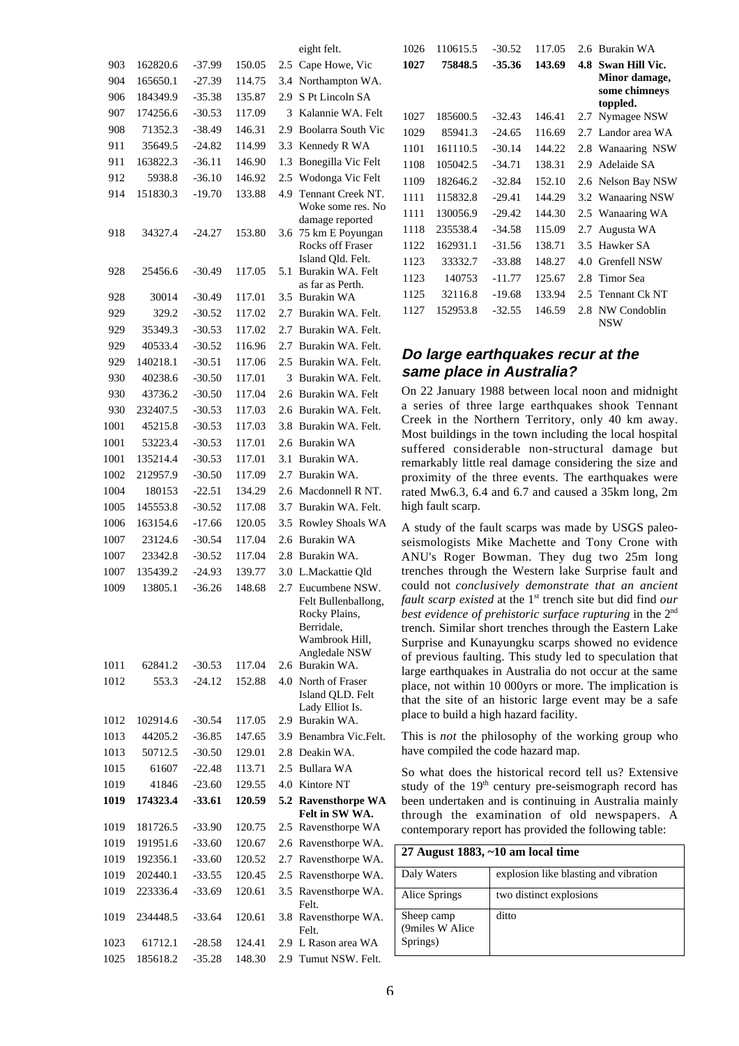| | | | | | |
|---|---|---|---|---|---|
| | | | | | eight felt. |
| 903 | 162820.6 | -37.99 | 150.05 | 2.5 | Cape Howe, Vic |
| 904 | 165650.1 | -27.39 | 114.75 | 3.4 | Northampton WA. |
| 906 | 184349.9 | -35.38 | 135.87 | 2.9 | S Pt Lincoln SA |
| 907 | 174256.6 | -30.53 | 117.09 | 3 | Kalannie WA. Felt |
| 908 | 71352.3 | -38.49 | 146.31 | 2.9 | Boolarra South Vic |
| 911 | 35649.5 | -24.82 | 114.99 | 3.3 | Kennedy R WA |
| 911 | 163822.3 | -36.11 | 146.90 | 1.3 | Bonegilla Vic Felt |
| 912 | 5938.8 | -36.10 | 146.92 | 2.5 | Wodonga Vic Felt |
| 914 | 151830.3 | -19.70 | 133.88 | 4.9 | Tennant Creek NT. Woke some res. No damage reported |
| 918 | 34327.4 | -24.27 | 153.80 | 3.6 | 75 km E Poyungan Rocks off Fraser Island Qld. Felt. |
| 928 | 25456.6 | -30.49 | 117.05 | 5.1 | Burakin WA. Felt as far as Perth. |
| 928 | 30014 | -30.49 | 117.01 | 3.5 | Burakin WA |
| 929 | 329.2 | -30.52 | 117.02 | 2.7 | Burakin WA. Felt. |
| 929 | 35349.3 | -30.53 | 117.02 | 2.7 | Burakin WA. Felt. |
| 929 | 40533.4 | -30.52 | 116.96 | 2.7 | Burakin WA. Felt. |
| 929 | 140218.1 | -30.51 | 117.06 | 2.5 | Burakin WA. Felt. |
| 930 | 40238.6 | -30.50 | 117.01 | 3 | Burakin WA. Felt. |
| 930 | 43736.2 | -30.50 | 117.04 | 2.6 | Burakin WA. Felt |
| 930 | 232407.5 | -30.53 | 117.03 | 2.6 | Burakin WA. Felt. |
| 1001 | 45215.8 | -30.53 | 117.03 | 3.8 | Burakin WA. Felt. |
| 1001 | 53223.4 | -30.53 | 117.01 | 2.6 | Burakin WA |
| 1001 | 135214.4 | -30.53 | 117.01 | 3.1 | Burakin WA. |
| 1002 | 212957.9 | -30.50 | 117.09 | 2.7 | Burakin WA. |
| 1004 | 180153 | -22.51 | 134.29 | 2.6 | Macdonnell R NT. |
| 1005 | 145553.8 | -30.52 | 117.08 | 3.7 | Burakin WA. Felt. |
| 1006 | 163154.6 | -17.66 | 120.05 | 3.5 | Rowley Shoals WA |
| 1007 | 23124.6 | -30.54 | 117.04 | 2.6 | Burakin WA |
| 1007 | 23342.8 | -30.52 | 117.04 | 2.8 | Burakin WA. |
| 1007 | 135439.2 | -24.93 | 139.77 | 3.0 | L.Mackattie Qld |
| 1009 | 13805.1 | -36.26 | 148.68 | 2.7 | Eucumbene NSW. Felt Bullenballong, Rocky Plains, Berridale, Wambrook Hill, Angledale NSW |
| 1011 | 62841.2 | -30.53 | 117.04 | 2.6 | Burakin WA. |
| 1012 | 553.3 | -24.12 | 152.88 | 4.0 | North of Fraser Island QLD. Felt Lady Elliot Is. |
| 1012 | 102914.6 | -30.54 | 117.05 | 2.9 | Burakin WA. |
| 1013 | 44205.2 | -36.85 | 147.65 | 3.9 | Benambra Vic.Felt. |
| 1013 | 50712.5 | -30.50 | 129.01 | 2.8 | Deakin WA. |
| 1015 | 61607 | -22.48 | 113.71 | 2.5 | Bullara WA |
| 1019 | 41846 | -23.60 | 129.55 | 4.0 | Kintore NT |
| **1019** | **174323.4** | **-33.61** | **120.59** | **5.2** | **Ravensthorpe WA Felt in SW WA.** |
| 1019 | 181726.5 | -33.90 | 120.75 | 2.5 | Ravensthorpe WA |
| 1019 | 191951.6 | -33.60 | 120.67 | 2.6 | Ravensthorpe WA. |
| 1019 | 192356.1 | -33.60 | 120.52 | 2.7 | Ravensthorpe WA. |
| 1019 | 202440.1 | -33.55 | 120.45 | 2.5 | Ravensthorpe WA. |
| 1019 | 223336.4 | -33.69 | 120.61 | 3.5 | Ravensthorpe WA. Felt. |
| 1019 | 234448.5 | -33.64 | 120.61 | 3.8 | Ravensthorpe WA. Felt. |
| 1023 | 61712.1 | -28.58 | 124.41 | 2.9 | L Rason area WA |
| 1025 | 185618.2 | -35.28 | 148.30 | 2.9 | Tumut NSW. Felt. |
| 1026 | 110615.5 | -30.52 | 117.05 | 2.6 | Burakin WA |
| **1027** | **75848.5** | **-35.36** | **143.69** | **4.8** | **Swan Hill Vic. Minor damage, some chimneys toppled.** |
| 1027 | 185600.5 | -32.43 | 146.41 | 2.7 | Nymagee NSW |
| 1029 | 85941.3 | -24.65 | 116.69 | 2.7 | Landor area WA |
| 1101 | 161110.5 | -30.14 | 144.22 | 2.8 | Wanaaring NSW |
| 1108 | 105042.5 | -34.71 | 138.31 | 2.9 | Adelaide SA |
| 1109 | 182646.2 | -32.84 | 152.10 | 2.6 | Nelson Bay NSW |
| 1111 | 115832.8 | -29.41 | 144.29 | 3.2 | Wanaaring NSW |
| 1111 | 130056.9 | -29.42 | 144.30 | 2.5 | Wanaaring WA |
| 1118 | 235538.4 | -34.58 | 115.09 | 2.7 | Augusta WA |
| 1122 | 162931.1 | -31.56 | 138.71 | 3.5 | Hawker SA |
| 1123 | 33332.7 | -33.88 | 148.27 | 4.0 | Grenfell NSW |
| 1123 | 140753 | -11.77 | 125.67 | 2.8 | Timor Sea |
| 1125 | 32116.8 | -19.68 | 133.94 | 2.5 | Tennant Ck NT |
| 1127 | 152953.8 | -32.55 | 146.59 | 2.8 | NW Condoblin NSW |

## Do large earthquakes recur at the same place in Australia?

On 22 January 1988 between local noon and midnight a series of three large earthquakes shook Tennant Creek in the Northern Territory, only 40 km away. Most buildings in the town including the local hospital suffered considerable non-structural damage but remarkably little real damage considering the size and proximity of the three events. The earthquakes were rated Mw6.3, 6.4 and 6.7 and caused a 35km long, 2m high fault scarp.

A study of the fault scarps was made by USGS paleo-seismologists Mike Machette and Tony Crone with ANU's Roger Bowman. They dug two 25m long trenches through the Western lake Surprise fault and could not *conclusively demonstrate that an ancient fault scarp existed* at the 1st trench site but did find *our best evidence of prehistoric surface rupturing* in the 2nd trench. Similar short trenches through the Eastern Lake Surprise and Kunayungku scarps showed no evidence of previous faulting. This study led to speculation that large earthquakes in Australia do not occur at the same place, not within 10 000yrs or more. The implication is that the site of an historic large event may be a safe place to build a high hazard facility.

This is *not* the philosophy of the working group who have compiled the code hazard map.

So what does the historical record tell us? Extensive study of the 19th century pre-seismograph record has been undertaken and is continuing in Australia mainly through the examination of old newspapers. A contemporary report has provided the following table:

| 27 August 1883, ~10 am local time | |
|---|---|
| Daly Waters | explosion like blasting and vibration |
| Alice Springs | two distinct explosions |
| Sheep camp (9miles W Alice Springs) | ditto |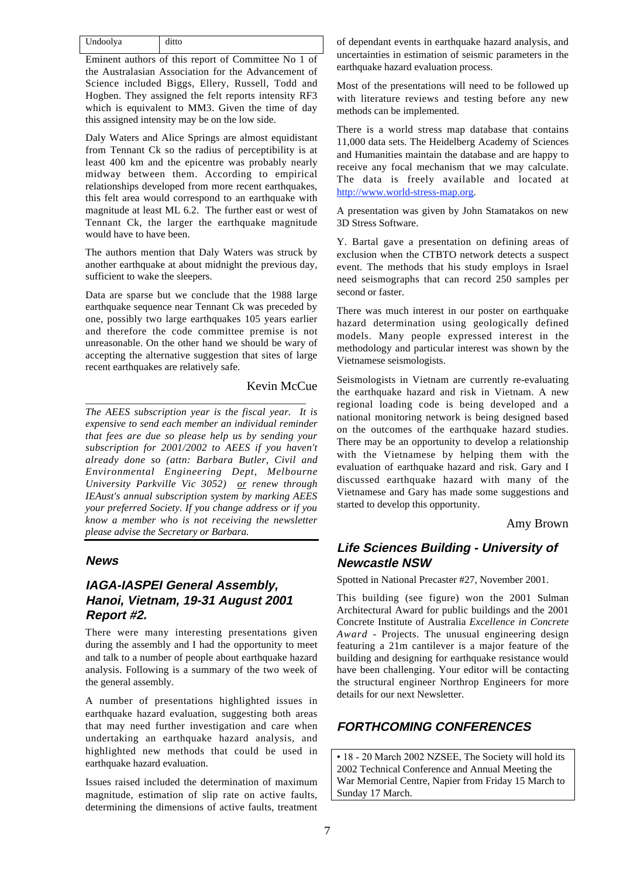| Undoolya | ditto |
|---|---|

Eminent authors of this report of Committee No 1 of the Australasian Association for the Advancement of Science included Biggs, Ellery, Russell, Todd and Hogben. They assigned the felt reports intensity RF3 which is equivalent to MM3. Given the time of day this assigned intensity may be on the low side.

Daly Waters and Alice Springs are almost equidistant from Tennant Ck so the radius of perceptibility is at least 400 km and the epicentre was probably nearly midway between them. According to empirical relationships developed from more recent earthquakes, this felt area would correspond to an earthquake with magnitude at least ML 6.2. The further east or west of Tennant Ck, the larger the earthquake magnitude would have to have been.

The authors mention that Daly Waters was struck by another earthquake at about midnight the previous day, sufficient to wake the sleepers.

Data are sparse but we conclude that the 1988 large earthquake sequence near Tennant Ck was preceded by one, possibly two large earthquakes 105 years earlier and therefore the code committee premise is not unreasonable. On the other hand we should be wary of accepting the alternative suggestion that sites of large recent earthquakes are relatively safe.

Kevin McCue

*The AEES subscription year is the fiscal year. It is expensive to send each member an individual reminder that fees are due so please help us by sending your subscription for 2001/2002 to AEES if you haven't already done so (attn: Barbara Butler, Civil and Environmental Engineering Dept, Melbourne University Parkville Vic 3052) or renew through IEAust's annual subscription system by marking AEES your preferred Society. If you change address or if you know a member who is not receiving the newsletter please advise the Secretary or Barbara.*

## News

### IAGA-IASPEI General Assembly, Hanoi, Vietnam, 19-31 August 2001 Report #2.

There were many interesting presentations given during the assembly and I had the opportunity to meet and talk to a number of people about earthquake hazard analysis. Following is a summary of the two week of the general assembly.

A number of presentations highlighted issues in earthquake hazard evaluation, suggesting both areas that may need further investigation and care when undertaking an earthquake hazard analysis, and highlighted new methods that could be used in earthquake hazard evaluation.

Issues raised included the determination of maximum magnitude, estimation of slip rate on active faults, determining the dimensions of active faults, treatment of dependant events in earthquake hazard analysis, and uncertainties in estimation of seismic parameters in the earthquake hazard evaluation process.

Most of the presentations will need to be followed up with literature reviews and testing before any new methods can be implemented.

There is a world stress map database that contains 11,000 data sets. The Heidelberg Academy of Sciences and Humanities maintain the database and are happy to receive any focal mechanism that we may calculate. The data is freely available and located at http://www.world-stress-map.org.

A presentation was given by John Stamatakos on new 3D Stress Software.

Y. Bartal gave a presentation on defining areas of exclusion when the CTBTO network detects a suspect event. The methods that his study employs in Israel need seismographs that can record 250 samples per second or faster.

There was much interest in our poster on earthquake hazard determination using geologically defined models. Many people expressed interest in the methodology and particular interest was shown by the Vietnamese seismologists.

Seismologists in Vietnam are currently re-evaluating the earthquake hazard and risk in Vietnam. A new regional loading code is being developed and a national monitoring network is being designed based on the outcomes of the earthquake hazard studies. There may be an opportunity to develop a relationship with the Vietnamese by helping them with the evaluation of earthquake hazard and risk. Gary and I discussed earthquake hazard with many of the Vietnamese and Gary has made some suggestions and started to develop this opportunity.

Amy Brown

### Life Sciences Building - University of Newcastle NSW

Spotted in National Precaster #27, November 2001.

This building (see figure) won the 2001 Sulman Architectural Award for public buildings and the 2001 Concrete Institute of Australia *Excellence in Concrete Award* - Projects. The unusual engineering design featuring a 21m cantilever is a major feature of the building and designing for earthquake resistance would have been challenging. Your editor will be contacting the structural engineer Northrop Engineers for more details for our next Newsletter.

## FORTHCOMING CONFERENCES

• 18 - 20 March 2002 NZSEE, The Society will hold its 2002 Technical Conference and Annual Meeting the War Memorial Centre, Napier from Friday 15 March to Sunday 17 March.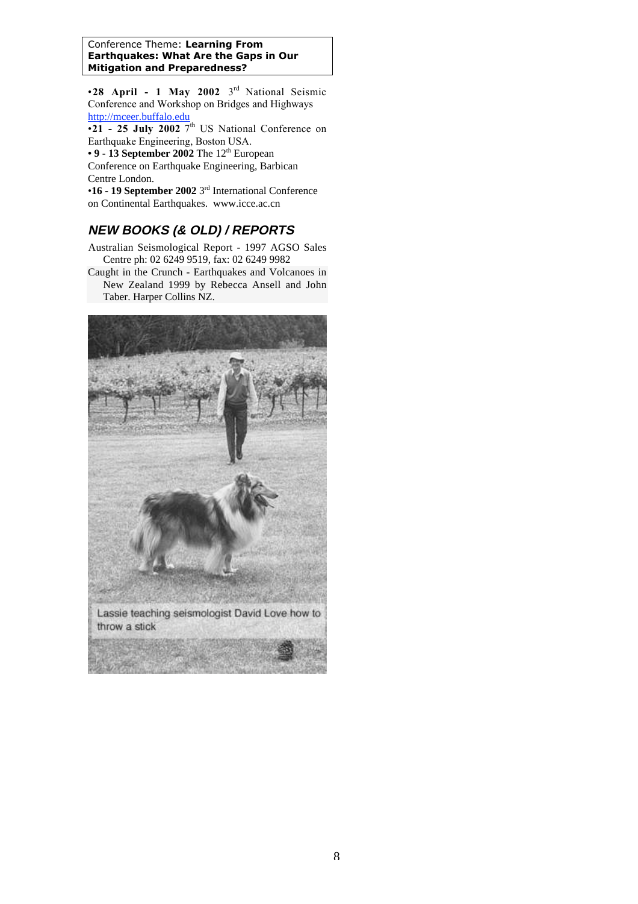Conference Theme: **Learning From Earthquakes: What Are the Gaps in Our Mitigation and Preparedness?**

•**28 April - 1 May 2002** 3rd National Seismic Conference and Workshop on Bridges and Highways http://mceer.buffalo.edu

•**21 - 25 July 2002** 7th US National Conference on Earthquake Engineering, Boston USA.

• **9 - 13 September 2002** The 12th European Conference on Earthquake Engineering, Barbican Centre London.

•**16 - 19 September 2002** 3rd International Conference on Continental Earthquakes. www.icce.ac.cn

## *NEW BOOKS (& OLD) / REPORTS*

Australian Seismological Report - 1997 AGSO Sales Centre ph: 02 6249 9519, fax: 02 6249 9982

Caught in the Crunch - Earthquakes and Volcanoes in New Zealand 1999 by Rebecca Ansell and John Taber. Harper Collins NZ.

Lassie teaching seismologist David Love how to throw a stick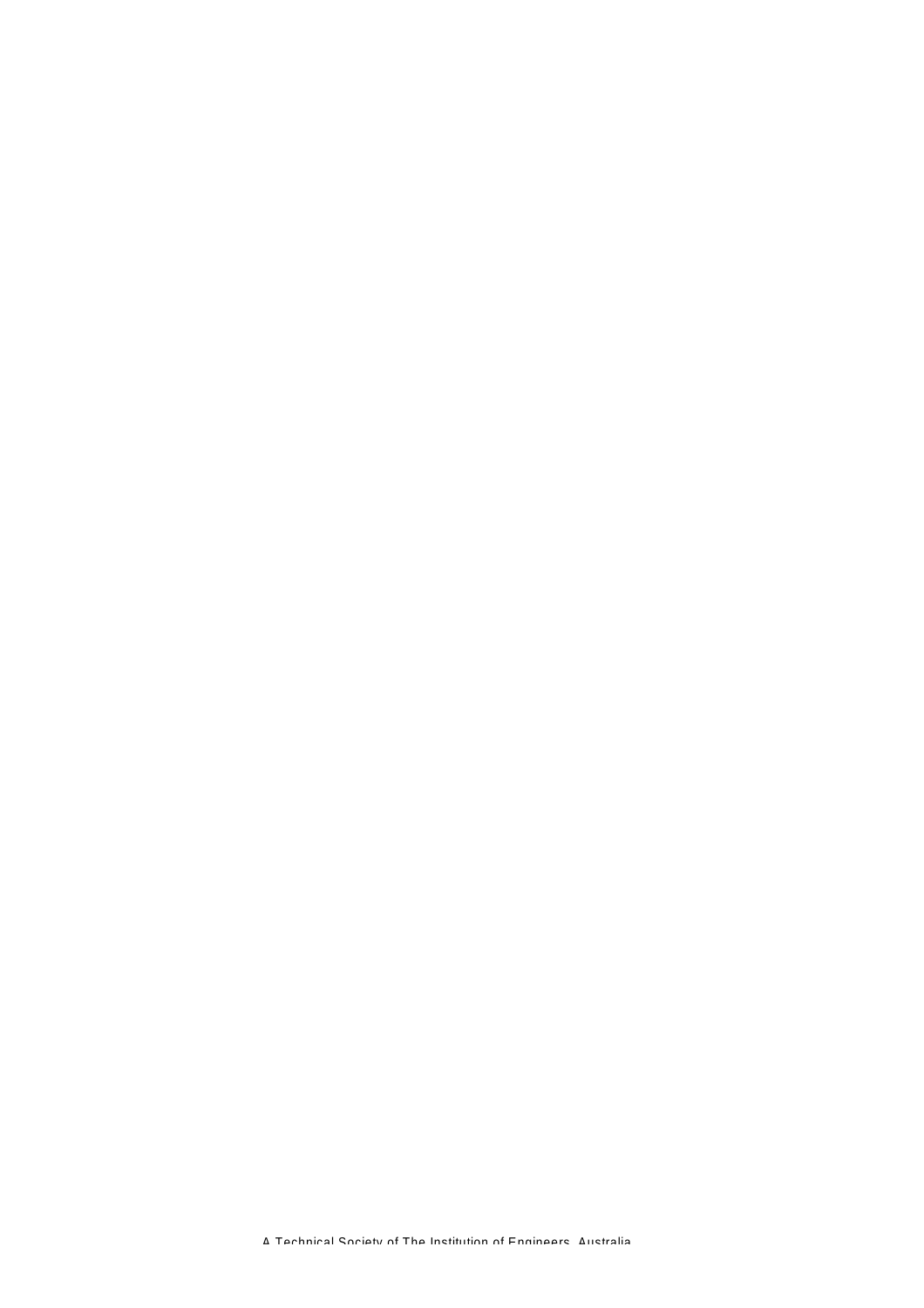A Technical Society of The Institution of Engineers, Australia